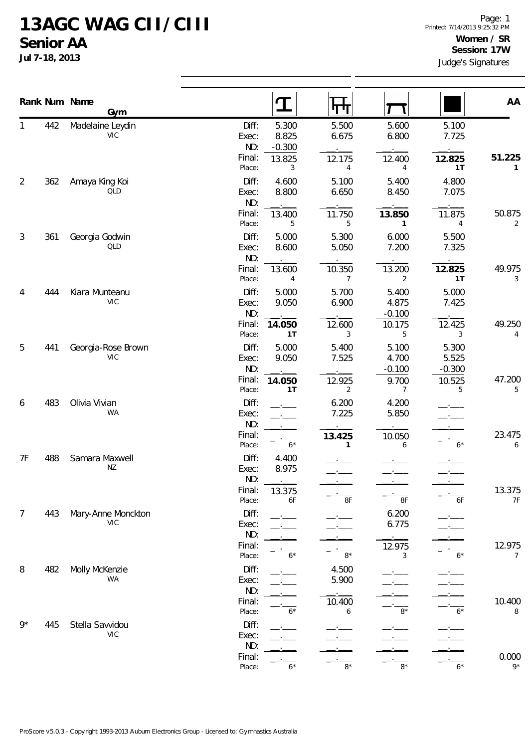# 13AGC WAG CII / CIII

## Senior AA

**Jul 7-18, 2013**

**Women / SR**
**Session: 17W**

Judge's Signatures

| Rank | Num | Name / Gym | | Vault | Bars | Beam | Floor | AA |
|---|---|---|---|---|---|---|---|---|
| 1 | 442 | Madelaine Leydin | Diff: | 5.300 | 5.500 | 5.600 | 5.100 | |
| | | VIC | Exec: | 8.825 | 6.675 | 6.800 | 7.725 | |
| | | | ND: | -0.300 | . | . | . | |
| | | | Final: | 13.825 | 12.175 | 12.400 | **12.825** | **51.225** |
| | | | Place: | 3 | 4 | 4 | **1T** | **1** |
| 2 | 362 | Amaya King Koi | Diff: | 4.600 | 5.100 | 5.400 | 4.800 | |
| | | QLD | Exec: | 8.800 | 6.650 | 8.450 | 7.075 | |
| | | | ND: | . | . | . | . | |
| | | | Final: | 13.400 | 11.750 | **13.850** | 11.875 | 50.875 |
| | | | Place: | 5 | 5 | **1** | 4 | 2 |
| 3 | 361 | Georgia Godwin | Diff: | 5.000 | 5.300 | 6.000 | 5.500 | |
| | | QLD | Exec: | 8.600 | 5.050 | 7.200 | 7.325 | |
| | | | ND: | . | . | . | . | |
| | | | Final: | 13.600 | 10.350 | 13.200 | **12.825** | 49.975 |
| | | | Place: | 4 | 7 | 2 | **1T** | 3 |
| 4 | 444 | Kiara Munteanu | Diff: | 5.000 | 5.700 | 5.400 | 5.000 | |
| | | VIC | Exec: | 9.050 | 6.900 | 4.875 | 7.425 | |
| | | | ND: | . | . | -0.100 | . | |
| | | | Final: | **14.050** | 12.600 | 10.175 | 12.425 | 49.250 |
| | | | Place: | **1T** | 3 | 5 | 3 | 4 |
| 5 | 441 | Georgia-Rose Brown | Diff: | 5.000 | 5.400 | 5.100 | 5.300 | |
| | | VIC | Exec: | 9.050 | 7.525 | 4.700 | 5.525 | |
| | | | ND: | . | . | -0.100 | -0.300 | |
| | | | Final: | **14.050** | 12.925 | 9.700 | 10.525 | 47.200 |
| | | | Place: | **1T** | 2 | 7 | 5 | 5 |
| 6 | 483 | Olivia Vivian | Diff: | . | 6.200 | 4.200 | . | |
| | | WA | Exec: | . | 7.225 | 5.850 | . | |
| | | | ND: | . | . | . | . | |
| | | | Final: | . | **13.425** | 10.050 | . | 23.475 |
| | | | Place: | 6* | **1** | 6 | 6* | 6 |
| 7F | 488 | Samara Maxwell | Diff: | 4.400 | . | . | . | |
| | | NZ | Exec: | 8.975 | . | . | . | |
| | | | ND: | . | . | . | . | |
| | | | Final: | 13.375 | . | . | . | 13.375 |
| | | | Place: | 6F | 8F | 8F | 6F | 7F |
| 7 | 443 | Mary-Anne Monckton | Diff: | . | . | 6.200 | . | |
| | | VIC | Exec: | . | . | 6.775 | . | |
| | | | ND: | . | . | . | . | |
| | | | Final: | . | . | 12.975 | . | 12.975 |
| | | | Place: | 6* | 8* | 3 | 6* | 7 |
| 8 | 482 | Molly McKenzie | Diff: | . | 4.500 | . | . | |
| | | WA | Exec: | . | 5.900 | . | . | |
| | | | ND: | . | . | . | . | |
| | | | Final: | . | 10.400 | . | . | 10.400 |
| | | | Place: | 6* | 6 | 8* | 6* | 8 |
| 9* | 445 | Stella Savvidou | Diff: | . | . | . | . | |
| | | VIC | Exec: | . | . | . | . | |
| | | | ND: | . | . | . | . | |
| | | | Final: | . | . | . | . | 0.000 |
| | | | Place: | 6* | 8* | 8* | 6* | 9* |

ProScore v5.0.3 - Copyright 1993-2013 Auburn Electronics Group - Licensed to: Gymnastics Australia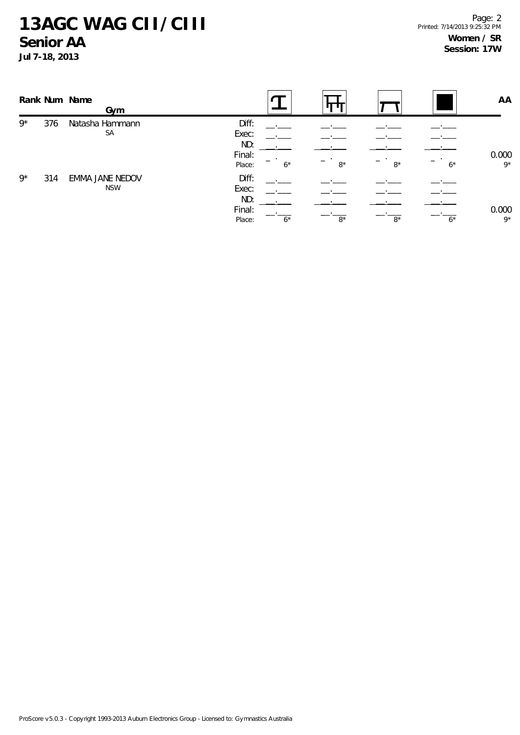# 13AGC WAG CII/CIII

## Senior AA

**Jul 7-18, 2013**

**Women / SR**
**Session: 17W**

| Rank | Num | Name / Gym | | Vault | Bars | Beam | Floor | AA |
|---|---|---|---|---|---|---|---|---|
| 9* | 376 | Natasha Hammann | Diff: | __.___ | __.___ | __.___ | __.___ | |
| | | SA | Exec: | __.___ | __.___ | __.___ | __.___ | |
| | | | ND: | __.___ | __.___ | __.___ | __.___ | |
| | | | Final: | _ . | _ . | _ . | _ . | 0.000 |
| | | | Place: | 6* | 8* | 8* | 6* | 9* |
| 9* | 314 | EMMA JANE NEDOV | Diff: | __.___ | __.___ | __.___ | __.___ | |
| | | NSW | Exec: | __.___ | __.___ | __.___ | __.___ | |
| | | | ND: | __.___ | __.___ | __.___ | __.___ | |
| | | | Final: | __.___ | __.___ | __.___ | __.___ | 0.000 |
| | | | Place: | 6* | 8* | 8* | 6* | 9* |

ProScore v5.0.3 - Copyright 1993-2013 Auburn Electronics Group - Licensed to: Gymnastics Australia